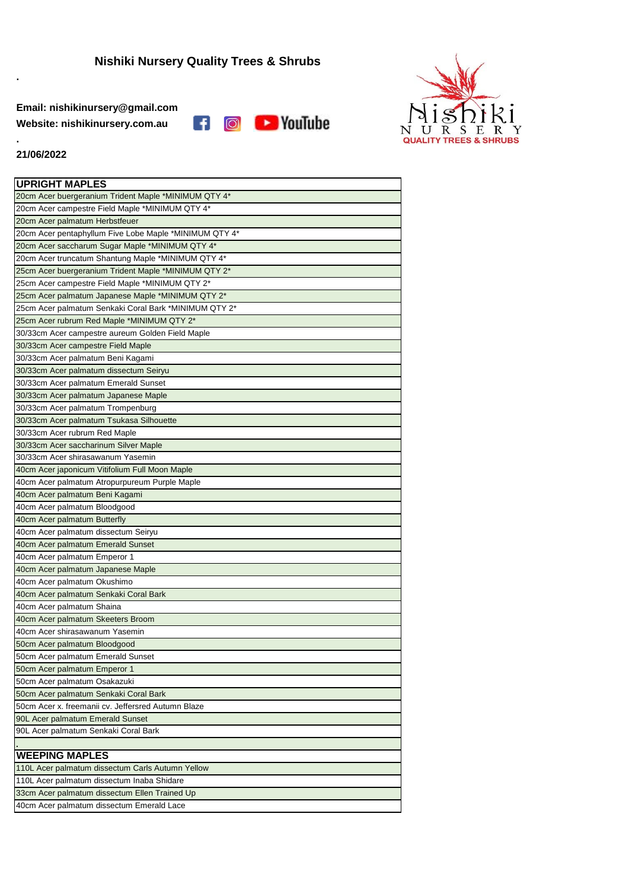# Nishiki Nursery Quality Trees & Shrubs

.

**Email: nishikinursery@gmail.com**

**Website: nishikinursery.com.au**

.

**21/06/2022**

| |
|---|
| **UPRIGHT MAPLES** |
| 20cm Acer buergeranium Trident Maple *MINIMUM QTY 4* |
| 20cm Acer campestre Field Maple *MINIMUM QTY 4* |
| 20cm Acer palmatum Herbstfeuer |
| 20cm Acer pentaphyllum Five Lobe Maple *MINIMUM QTY 4* |
| 20cm Acer saccharum Sugar Maple *MINIMUM QTY 4* |
| 20cm Acer truncatum Shantung Maple *MINIMUM QTY 4* |
| 25cm Acer buergeranium Trident Maple *MINIMUM QTY 2* |
| 25cm Acer campestre Field Maple *MINIMUM QTY 2* |
| 25cm Acer palmatum Japanese Maple *MINIMUM QTY 2* |
| 25cm Acer palmatum Senkaki Coral Bark *MINIMUM QTY 2* |
| 25cm Acer rubrum Red Maple *MINIMUM QTY 2* |
| 30/33cm Acer campestre aureum Golden Field Maple |
| 30/33cm Acer campestre Field Maple |
| 30/33cm Acer palmatum Beni Kagami |
| 30/33cm Acer palmatum dissectum Seiryu |
| 30/33cm Acer palmatum Emerald Sunset |
| 30/33cm Acer palmatum Japanese Maple |
| 30/33cm Acer palmatum Trompenburg |
| 30/33cm Acer palmatum Tsukasa Silhouette |
| 30/33cm Acer rubrum Red Maple |
| 30/33cm Acer saccharinum Silver Maple |
| 30/33cm Acer shirasawanum Yasemin |
| 40cm Acer japonicum Vitifolium Full Moon Maple |
| 40cm Acer palmatum Atropurpureum Purple Maple |
| 40cm Acer palmatum Beni Kagami |
| 40cm Acer palmatum Bloodgood |
| 40cm Acer palmatum Butterfly |
| 40cm Acer palmatum dissectum Seiryu |
| 40cm Acer palmatum Emerald Sunset |
| 40cm Acer palmatum Emperor 1 |
| 40cm Acer palmatum Japanese Maple |
| 40cm Acer palmatum Okushimo |
| 40cm Acer palmatum Senkaki Coral Bark |
| 40cm Acer palmatum Shaina |
| 40cm Acer palmatum Skeeters Broom |
| 40cm Acer shirasawanum Yasemin |
| 50cm Acer palmatum Bloodgood |
| 50cm Acer palmatum Emerald Sunset |
| 50cm Acer palmatum Emperor 1 |
| 50cm Acer palmatum Osakazuki |
| 50cm Acer palmatum Senkaki Coral Bark |
| 50cm Acer x. freemanii cv. Jeffersred Autumn Blaze |
| 90L Acer palmatum Emerald Sunset |
| 90L Acer palmatum Senkaki Coral Bark |
| . |
| **WEEPING MAPLES** |
| 110L Acer palmatum dissectum Carls Autumn Yellow |
| 110L Acer palmatum dissectum Inaba Shidare |
| 33cm Acer palmatum dissectum Ellen Trained Up |
| 40cm Acer palmatum dissectum Emerald Lace |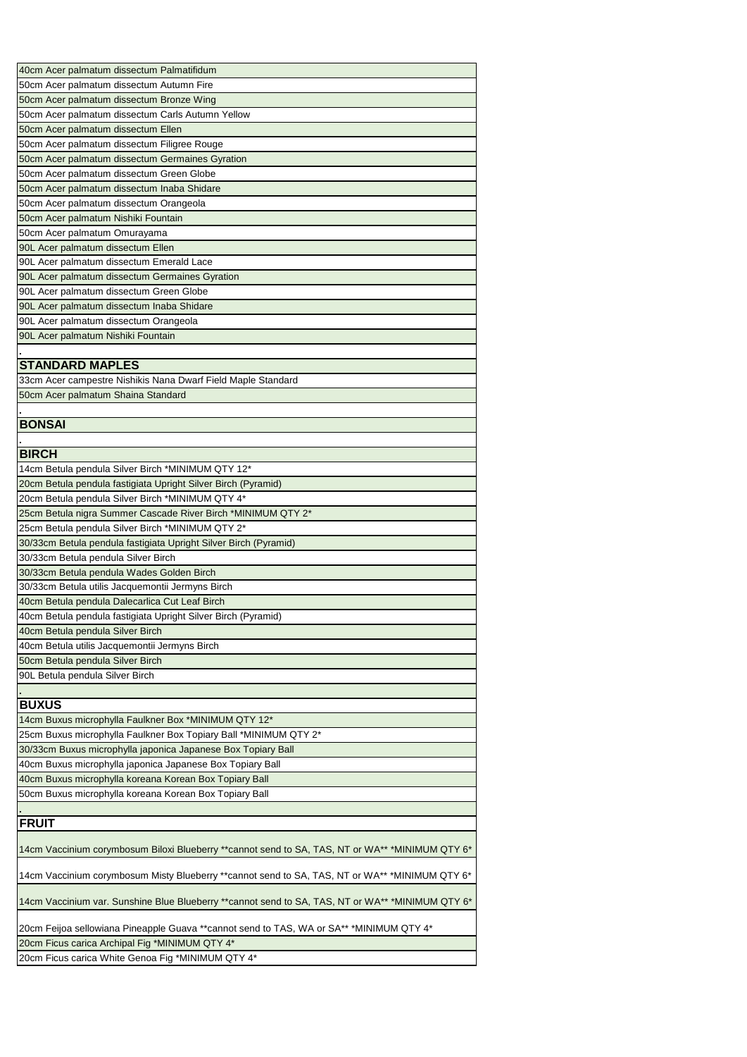40cm Acer palmatum dissectum Palmatifidum
50cm Acer palmatum dissectum Autumn Fire
50cm Acer palmatum dissectum Bronze Wing
50cm Acer palmatum dissectum Carls Autumn Yellow
50cm Acer palmatum dissectum Ellen
50cm Acer palmatum dissectum Filigree Rouge
50cm Acer palmatum dissectum Germaines Gyration
50cm Acer palmatum dissectum Green Globe
50cm Acer palmatum dissectum Inaba Shidare
50cm Acer palmatum dissectum Orangeola
50cm Acer palmatum Nishiki Fountain
50cm Acer palmatum Omurayama
90L Acer palmatum dissectum Ellen
90L Acer palmatum dissectum Emerald Lace
90L Acer palmatum dissectum Germaines Gyration
90L Acer palmatum dissectum Green Globe
90L Acer palmatum dissectum Inaba Shidare
90L Acer palmatum dissectum Orangeola
90L Acer palmatum Nishiki Fountain

.

## STANDARD MAPLES

33cm Acer campestre Nishikis Nana Dwarf Field Maple Standard
50cm Acer palmatum Shaina Standard

.

## BONSAI

.

## BIRCH

14cm Betula pendula Silver Birch *MINIMUM QTY 12*
20cm Betula pendula fastigiata Upright Silver Birch (Pyramid)
20cm Betula pendula Silver Birch *MINIMUM QTY 4*
25cm Betula nigra Summer Cascade River Birch *MINIMUM QTY 2*
25cm Betula pendula Silver Birch *MINIMUM QTY 2*
30/33cm Betula pendula fastigiata Upright Silver Birch (Pyramid)
30/33cm Betula pendula Silver Birch
30/33cm Betula pendula Wades Golden Birch
30/33cm Betula utilis Jacquemontii Jermyns Birch
40cm Betula pendula Dalecarlica Cut Leaf Birch
40cm Betula pendula fastigiata Upright Silver Birch (Pyramid)
40cm Betula pendula Silver Birch
40cm Betula utilis Jacquemontii Jermyns Birch
50cm Betula pendula Silver Birch
90L Betula pendula Silver Birch

.

## BUXUS

14cm Buxus microphylla Faulkner Box *MINIMUM QTY 12*
25cm Buxus microphylla Faulkner Box Topiary Ball *MINIMUM QTY 2*
30/33cm Buxus microphylla japonica Japanese Box Topiary Ball
40cm Buxus microphylla japonica Japanese Box Topiary Ball
40cm Buxus microphylla koreana Korean Box Topiary Ball
50cm Buxus microphylla koreana Korean Box Topiary Ball

.

## FRUIT

14cm Vaccinium corymbosum Biloxi Blueberry **cannot send to SA, TAS, NT or WA** *MINIMUM QTY 6*

14cm Vaccinium corymbosum Misty Blueberry **cannot send to SA, TAS, NT or WA** *MINIMUM QTY 6*

14cm Vaccinium var. Sunshine Blue Blueberry **cannot send to SA, TAS, NT or WA** *MINIMUM QTY 6*

20cm Feijoa sellowiana Pineapple Guava **cannot send to TAS, WA or SA** *MINIMUM QTY 4*
20cm Ficus carica Archipal Fig *MINIMUM QTY 4*
20cm Ficus carica White Genoa Fig *MINIMUM QTY 4*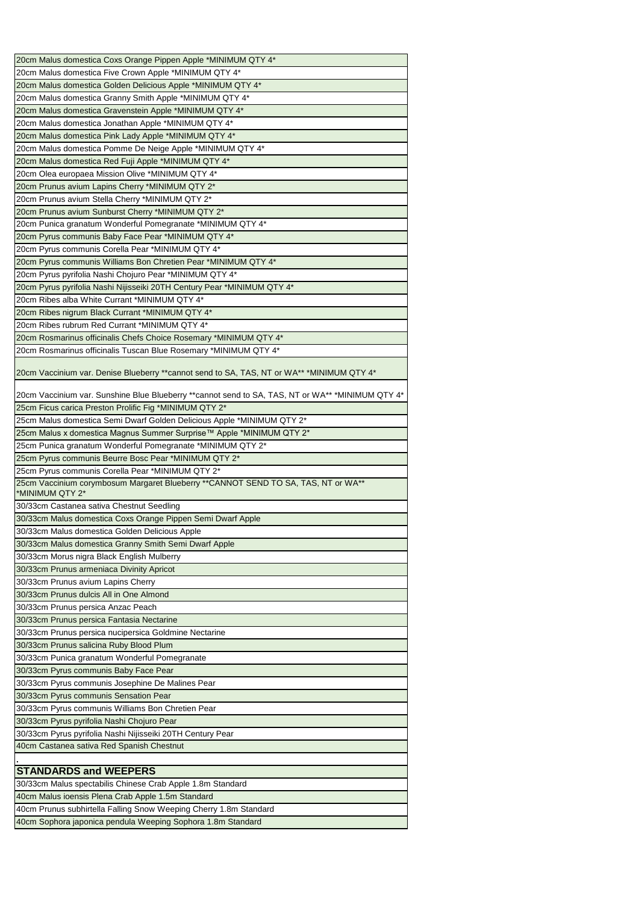| |
|---|
| 20cm Malus domestica Coxs Orange Pippen Apple *MINIMUM QTY 4* |
| 20cm Malus domestica Five Crown Apple *MINIMUM QTY 4* |
| 20cm Malus domestica Golden Delicious Apple *MINIMUM QTY 4* |
| 20cm Malus domestica Granny Smith Apple *MINIMUM QTY 4* |
| 20cm Malus domestica Gravenstein Apple *MINIMUM QTY 4* |
| 20cm Malus domestica Jonathan Apple *MINIMUM QTY 4* |
| 20cm Malus domestica Pink Lady Apple *MINIMUM QTY 4* |
| 20cm Malus domestica Pomme De Neige Apple *MINIMUM QTY 4* |
| 20cm Malus domestica Red Fuji Apple *MINIMUM QTY 4* |
| 20cm Olea europaea Mission Olive *MINIMUM QTY 4* |
| 20cm Prunus avium Lapins Cherry *MINIMUM QTY 2* |
| 20cm Prunus avium Stella Cherry *MINIMUM QTY 2* |
| 20cm Prunus avium Sunburst Cherry *MINIMUM QTY 2* |
| 20cm Punica granatum Wonderful Pomegranate *MINIMUM QTY 4* |
| 20cm Pyrus communis Baby Face Pear *MINIMUM QTY 4* |
| 20cm Pyrus communis Corella Pear *MINIMUM QTY 4* |
| 20cm Pyrus communis Williams Bon Chretien Pear *MINIMUM QTY 4* |
| 20cm Pyrus pyrifolia Nashi Chojuro Pear *MINIMUM QTY 4* |
| 20cm Pyrus pyrifolia Nashi Nijisseiki 20TH Century Pear *MINIMUM QTY 4* |
| 20cm Ribes alba White Currant *MINIMUM QTY 4* |
| 20cm Ribes nigrum Black Currant *MINIMUM QTY 4* |
| 20cm Ribes rubrum Red Currant *MINIMUM QTY 4* |
| 20cm Rosmarinus officinalis Chefs Choice Rosemary *MINIMUM QTY 4* |
| 20cm Rosmarinus officinalis Tuscan Blue Rosemary *MINIMUM QTY 4* |
| 20cm Vaccinium var. Denise Blueberry **cannot send to SA, TAS, NT or WA** *MINIMUM QTY 4* |
| 20cm Vaccinium var. Sunshine Blue Blueberry **cannot send to SA, TAS, NT or WA** *MINIMUM QTY 4* |
| 25cm Ficus carica Preston Prolific Fig *MINIMUM QTY 2* |
| 25cm Malus domestica Semi Dwarf Golden Delicious Apple *MINIMUM QTY 2* |
| 25cm Malus x domestica Magnus Summer Surprise™ Apple *MINIMUM QTY 2* |
| 25cm Punica granatum Wonderful Pomegranate *MINIMUM QTY 2* |
| 25cm Pyrus communis Beurre Bosc Pear *MINIMUM QTY 2* |
| 25cm Pyrus communis Corella Pear *MINIMUM QTY 2* |
| 25cm Vaccinium corymbosum Margaret Blueberry **CANNOT SEND TO SA, TAS, NT or WA** *MINIMUM QTY 2* |
| 30/33cm Castanea sativa Chestnut Seedling |
| 30/33cm Malus domestica Coxs Orange Pippen Semi Dwarf Apple |
| 30/33cm Malus domestica Golden Delicious Apple |
| 30/33cm Malus domestica Granny Smith Semi Dwarf Apple |
| 30/33cm Morus nigra Black English Mulberry |
| 30/33cm Prunus armeniaca Divinity Apricot |
| 30/33cm Prunus avium Lapins Cherry |
| 30/33cm Prunus dulcis All in One Almond |
| 30/33cm Prunus persica Anzac Peach |
| 30/33cm Prunus persica Fantasia Nectarine |
| 30/33cm Prunus persica nucipersica Goldmine Nectarine |
| 30/33cm Prunus salicina Ruby Blood Plum |
| 30/33cm Punica granatum Wonderful Pomegranate |
| 30/33cm Pyrus communis Baby Face Pear |
| 30/33cm Pyrus communis Josephine De Malines Pear |
| 30/33cm Pyrus communis Sensation Pear |
| 30/33cm Pyrus communis Williams Bon Chretien Pear |
| 30/33cm Pyrus pyrifolia Nashi Chojuro Pear |
| 30/33cm Pyrus pyrifolia Nashi Nijisseiki 20TH Century Pear |
| 40cm Castanea sativa Red Spanish Chestnut |
| . |
| **STANDARDS and WEEPERS** |
| 30/33cm Malus spectabilis Chinese Crab Apple 1.8m Standard |
| 40cm Malus ioensis Plena Crab Apple 1.5m Standard |
| 40cm Prunus subhirtella Falling Snow Weeping Cherry 1.8m Standard |
| 40cm Sophora japonica pendula Weeping Sophora 1.8m Standard |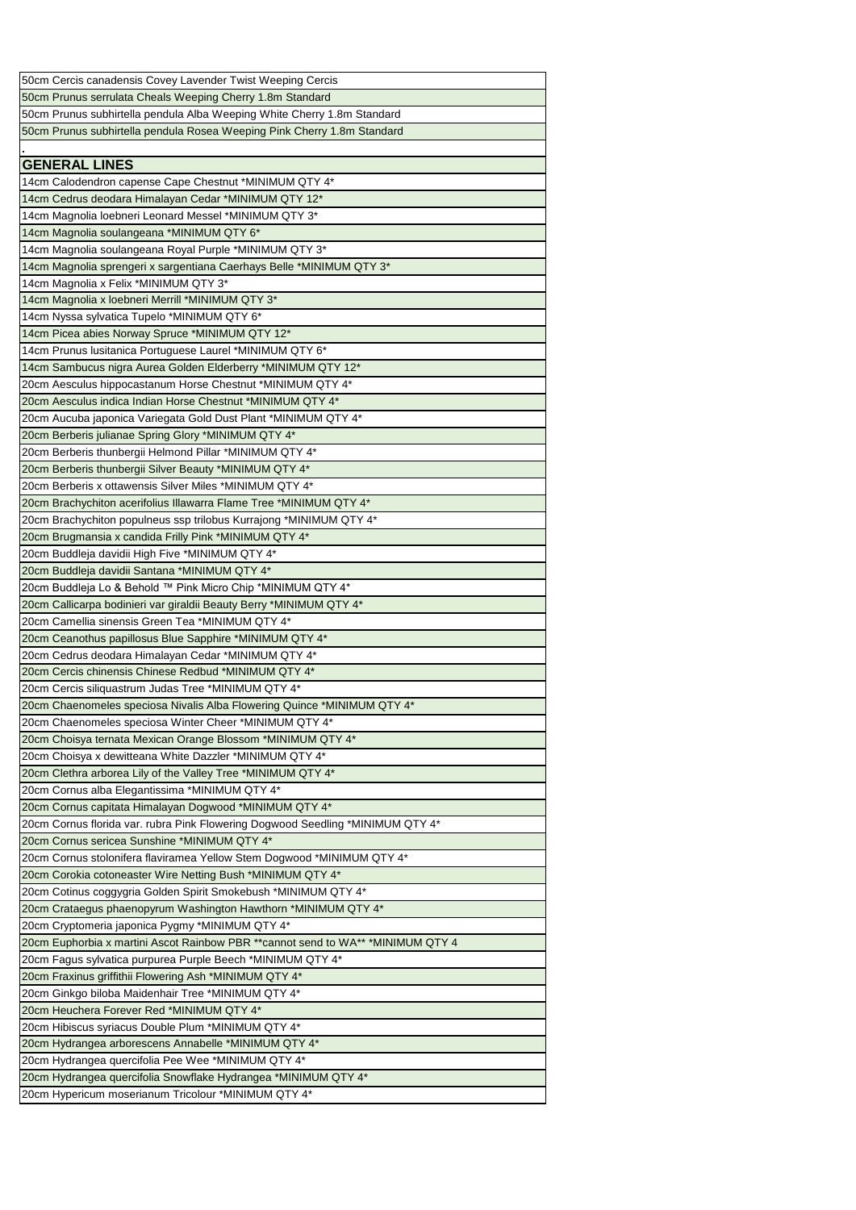| |
|---|
| 50cm Cercis canadensis Covey Lavender Twist Weeping Cercis |
| 50cm Prunus serrulata Cheals Weeping Cherry 1.8m Standard |
| 50cm Prunus subhirtella pendula Alba Weeping White Cherry 1.8m Standard |
| 50cm Prunus subhirtella pendula Rosea Weeping Pink Cherry 1.8m Standard |
| . |
| **GENERAL LINES** |
| 14cm Calodendron capense Cape Chestnut *MINIMUM QTY 4* |
| 14cm Cedrus deodara Himalayan Cedar *MINIMUM QTY 12* |
| 14cm Magnolia loebneri Leonard Messel *MINIMUM QTY 3* |
| 14cm Magnolia soulangeana *MINIMUM QTY 6* |
| 14cm Magnolia soulangeana Royal Purple *MINIMUM QTY 3* |
| 14cm Magnolia sprengeri x sargentiana Caerhays Belle *MINIMUM QTY 3* |
| 14cm Magnolia x Felix *MINIMUM QTY 3* |
| 14cm Magnolia x loebneri Merrill *MINIMUM QTY 3* |
| 14cm Nyssa sylvatica Tupelo *MINIMUM QTY 6* |
| 14cm Picea abies Norway Spruce *MINIMUM QTY 12* |
| 14cm Prunus lusitanica Portuguese Laurel *MINIMUM QTY 6* |
| 14cm Sambucus nigra Aurea Golden Elderberry *MINIMUM QTY 12* |
| 20cm Aesculus hippocastanum Horse Chestnut *MINIMUM QTY 4* |
| 20cm Aesculus indica Indian Horse Chestnut *MINIMUM QTY 4* |
| 20cm Aucuba japonica Variegata Gold Dust Plant *MINIMUM QTY 4* |
| 20cm Berberis julianae Spring Glory *MINIMUM QTY 4* |
| 20cm Berberis thunbergii Helmond Pillar *MINIMUM QTY 4* |
| 20cm Berberis thunbergii Silver Beauty *MINIMUM QTY 4* |
| 20cm Berberis x ottawensis Silver Miles *MINIMUM QTY 4* |
| 20cm Brachychiton acerifolius Illawarra Flame Tree *MINIMUM QTY 4* |
| 20cm Brachychiton populneus ssp trilobus Kurrajong *MINIMUM QTY 4* |
| 20cm Brugmansia x candida Frilly Pink *MINIMUM QTY 4* |
| 20cm Buddleja davidii High Five *MINIMUM QTY 4* |
| 20cm Buddleja davidii Santana *MINIMUM QTY 4* |
| 20cm Buddleja Lo & Behold ™ Pink Micro Chip *MINIMUM QTY 4* |
| 20cm Callicarpa bodinieri var giraldii Beauty Berry *MINIMUM QTY 4* |
| 20cm Camellia sinensis Green Tea *MINIMUM QTY 4* |
| 20cm Ceanothus papillosus Blue Sapphire *MINIMUM QTY 4* |
| 20cm Cedrus deodara Himalayan Cedar *MINIMUM QTY 4* |
| 20cm Cercis chinensis Chinese Redbud *MINIMUM QTY 4* |
| 20cm Cercis siliquastrum Judas Tree *MINIMUM QTY 4* |
| 20cm Chaenomeles speciosa Nivalis Alba Flowering Quince *MINIMUM QTY 4* |
| 20cm Chaenomeles speciosa Winter Cheer *MINIMUM QTY 4* |
| 20cm Choisya ternata Mexican Orange Blossom *MINIMUM QTY 4* |
| 20cm Choisya x dewitteana White Dazzler *MINIMUM QTY 4* |
| 20cm Clethra arborea Lily of the Valley Tree *MINIMUM QTY 4* |
| 20cm Cornus alba Elegantissima *MINIMUM QTY 4* |
| 20cm Cornus capitata Himalayan Dogwood *MINIMUM QTY 4* |
| 20cm Cornus florida var. rubra Pink Flowering Dogwood Seedling *MINIMUM QTY 4* |
| 20cm Cornus sericea Sunshine *MINIMUM QTY 4* |
| 20cm Cornus stolonifera flaviramea Yellow Stem Dogwood *MINIMUM QTY 4* |
| 20cm Corokia cotoneaster Wire Netting Bush *MINIMUM QTY 4* |
| 20cm Cotinus coggygria Golden Spirit Smokebush *MINIMUM QTY 4* |
| 20cm Crataegus phaenopyrum Washington Hawthorn *MINIMUM QTY 4* |
| 20cm Cryptomeria japonica Pygmy *MINIMUM QTY 4* |
| 20cm Euphorbia x martini Ascot Rainbow PBR **cannot send to WA** *MINIMUM QTY 4 |
| 20cm Fagus sylvatica purpurea Purple Beech *MINIMUM QTY 4* |
| 20cm Fraxinus griffithii Flowering Ash *MINIMUM QTY 4* |
| 20cm Ginkgo biloba Maidenhair Tree *MINIMUM QTY 4* |
| 20cm Heuchera Forever Red *MINIMUM QTY 4* |
| 20cm Hibiscus syriacus Double Plum *MINIMUM QTY 4* |
| 20cm Hydrangea arborescens Annabelle *MINIMUM QTY 4* |
| 20cm Hydrangea quercifolia Pee Wee *MINIMUM QTY 4* |
| 20cm Hydrangea quercifolia Snowflake Hydrangea *MINIMUM QTY 4* |
| 20cm Hypericum moserianum Tricolour *MINIMUM QTY 4* |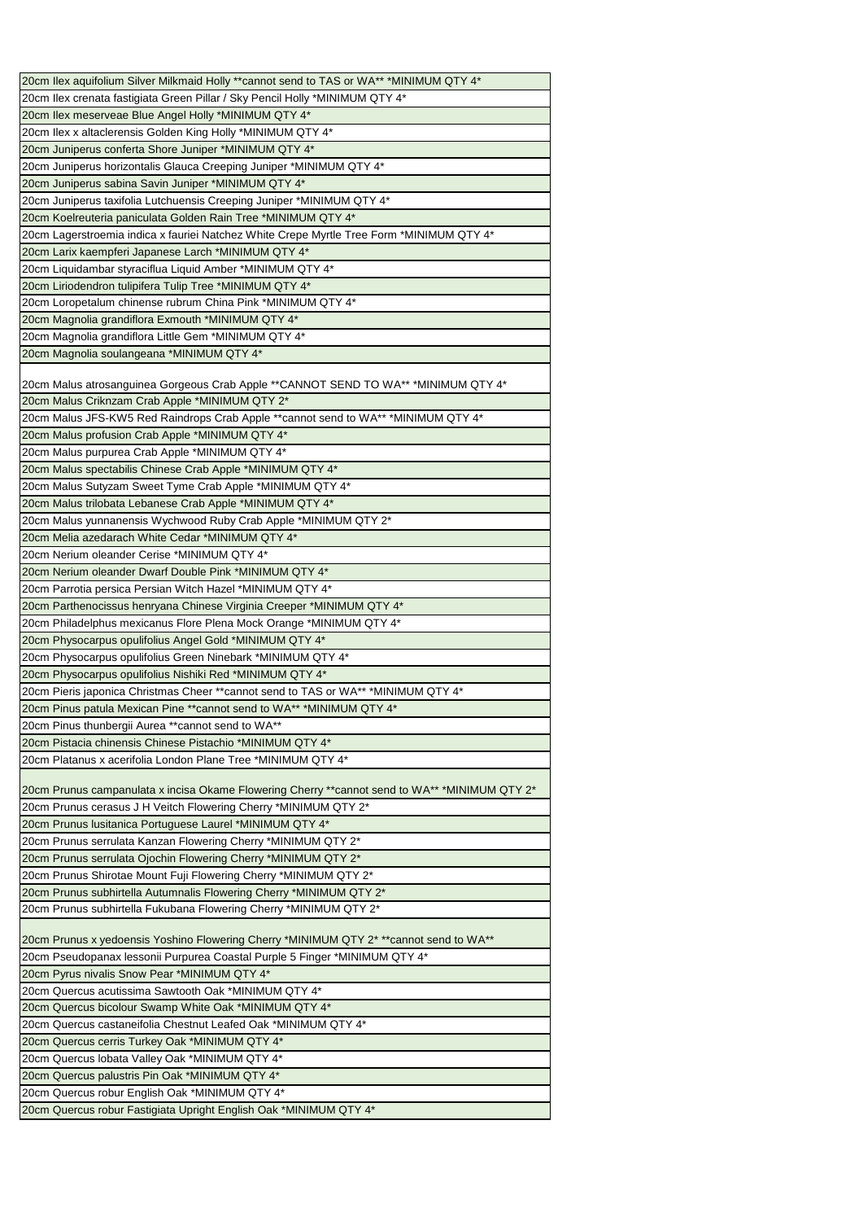| |
|---|
| 20cm Ilex aquifolium Silver Milkmaid Holly **cannot send to TAS or WA** *MINIMUM QTY 4* |
| 20cm Ilex crenata fastigiata Green Pillar / Sky Pencil Holly *MINIMUM QTY 4* |
| 20cm Ilex meserveae Blue Angel Holly *MINIMUM QTY 4* |
| 20cm Ilex x altaclerensis Golden King Holly *MINIMUM QTY 4* |
| 20cm Juniperus conferta Shore Juniper *MINIMUM QTY 4* |
| 20cm Juniperus horizontalis Glauca Creeping Juniper *MINIMUM QTY 4* |
| 20cm Juniperus sabina Savin Juniper *MINIMUM QTY 4* |
| 20cm Juniperus taxifolia Lutchuensis Creeping Juniper *MINIMUM QTY 4* |
| 20cm Koelreuteria paniculata Golden Rain Tree *MINIMUM QTY 4* |
| 20cm Lagerstroemia indica x fauriei Natchez White Crepe Myrtle Tree Form *MINIMUM QTY 4* |
| 20cm Larix kaempferi Japanese Larch *MINIMUM QTY 4* |
| 20cm Liquidambar styraciflua Liquid Amber *MINIMUM QTY 4* |
| 20cm Liriodendron tulipifera Tulip Tree *MINIMUM QTY 4* |
| 20cm Loropetalum chinense rubrum China Pink *MINIMUM QTY 4* |
| 20cm Magnolia grandiflora Exmouth *MINIMUM QTY 4* |
| 20cm Magnolia grandiflora Little Gem *MINIMUM QTY 4* |
| 20cm Magnolia soulangeana *MINIMUM QTY 4* |
| 20cm Malus atrosanguinea Gorgeous Crab Apple **CANNOT SEND TO WA** *MINIMUM QTY 4* |
| 20cm Malus Criknzam Crab Apple *MINIMUM QTY 2* |
| 20cm Malus JFS-KW5 Red Raindrops Crab Apple **cannot send to WA** *MINIMUM QTY 4* |
| 20cm Malus profusion Crab Apple *MINIMUM QTY 4* |
| 20cm Malus purpurea Crab Apple *MINIMUM QTY 4* |
| 20cm Malus spectabilis Chinese Crab Apple *MINIMUM QTY 4* |
| 20cm Malus Sutyzam Sweet Tyme Crab Apple *MINIMUM QTY 4* |
| 20cm Malus trilobata Lebanese Crab Apple *MINIMUM QTY 4* |
| 20cm Malus yunnanensis Wychwood Ruby Crab Apple *MINIMUM QTY 2* |
| 20cm Melia azedarach White Cedar *MINIMUM QTY 4* |
| 20cm Nerium oleander Cerise *MINIMUM QTY 4* |
| 20cm Nerium oleander Dwarf Double Pink *MINIMUM QTY 4* |
| 20cm Parrotia persica Persian Witch Hazel *MINIMUM QTY 4* |
| 20cm Parthenocissus henryana Chinese Virginia Creeper *MINIMUM QTY 4* |
| 20cm Philadelphus mexicanus Flore Plena Mock Orange *MINIMUM QTY 4* |
| 20cm Physocarpus opulifolius Angel Gold *MINIMUM QTY 4* |
| 20cm Physocarpus opulifolius Green Ninebark *MINIMUM QTY 4* |
| 20cm Physocarpus opulifolius Nishiki Red *MINIMUM QTY 4* |
| 20cm Pieris japonica Christmas Cheer **cannot send to TAS or WA** *MINIMUM QTY 4* |
| 20cm Pinus patula Mexican Pine **cannot send to WA** *MINIMUM QTY 4* |
| 20cm Pinus thunbergii Aurea **cannot send to WA** |
| 20cm Pistacia chinensis Chinese Pistachio *MINIMUM QTY 4* |
| 20cm Platanus x acerifolia London Plane Tree *MINIMUM QTY 4* |
| 20cm Prunus campanulata x incisa Okame Flowering Cherry **cannot send to WA** *MINIMUM QTY 2* |
| 20cm Prunus cerasus J H Veitch Flowering Cherry *MINIMUM QTY 2* |
| 20cm Prunus lusitanica Portuguese Laurel *MINIMUM QTY 4* |
| 20cm Prunus serrulata Kanzan Flowering Cherry *MINIMUM QTY 2* |
| 20cm Prunus serrulata Ojochin Flowering Cherry *MINIMUM QTY 2* |
| 20cm Prunus Shirotae Mount Fuji Flowering Cherry *MINIMUM QTY 2* |
| 20cm Prunus subhirtella Autumnalis Flowering Cherry *MINIMUM QTY 2* |
| 20cm Prunus subhirtella Fukubana Flowering Cherry *MINIMUM QTY 2* |
| 20cm Prunus x yedoensis Yoshino Flowering Cherry *MINIMUM QTY 2* **cannot send to WA** |
| 20cm Pseudopanax lessonii Purpurea Coastal Purple 5 Finger *MINIMUM QTY 4* |
| 20cm Pyrus nivalis Snow Pear *MINIMUM QTY 4* |
| 20cm Quercus acutissima Sawtooth Oak *MINIMUM QTY 4* |
| 20cm Quercus bicolour Swamp White Oak *MINIMUM QTY 4* |
| 20cm Quercus castaneifolia Chestnut Leafed Oak *MINIMUM QTY 4* |
| 20cm Quercus cerris Turkey Oak *MINIMUM QTY 4* |
| 20cm Quercus lobata Valley Oak *MINIMUM QTY 4* |
| 20cm Quercus palustris Pin Oak *MINIMUM QTY 4* |
| 20cm Quercus robur English Oak *MINIMUM QTY 4* |
| 20cm Quercus robur Fastigiata Upright English Oak *MINIMUM QTY 4* |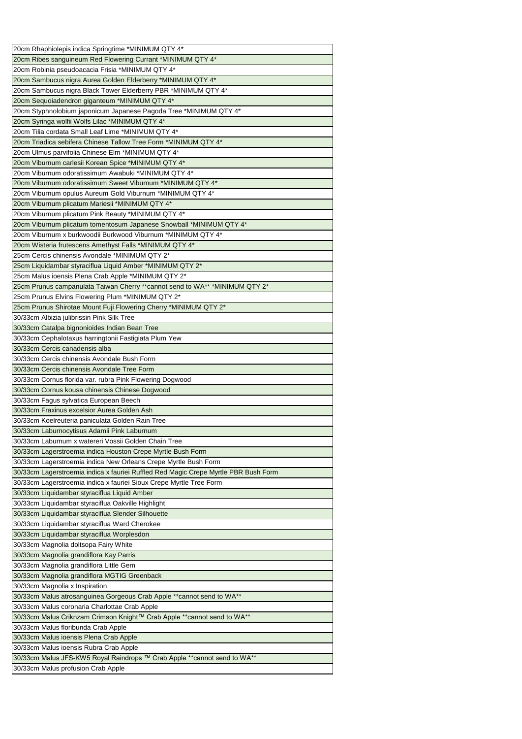| |
|---|
| 20cm Rhaphiolepis indica Springtime *MINIMUM QTY 4* |
| 20cm Ribes sanguineum Red Flowering Currant *MINIMUM QTY 4* |
| 20cm Robinia pseudoacacia Frisia *MINIMUM QTY 4* |
| 20cm Sambucus nigra Aurea Golden Elderberry *MINIMUM QTY 4* |
| 20cm Sambucus nigra Black Tower Elderberry PBR *MINIMUM QTY 4* |
| 20cm Sequoiadendron giganteum *MINIMUM QTY 4* |
| 20cm Styphnolobium japonicum Japanese Pagoda Tree *MINIMUM QTY 4* |
| 20cm Syringa wolfii Wolfs Lilac *MINIMUM QTY 4* |
| 20cm Tilia cordata Small Leaf Lime *MINIMUM QTY 4* |
| 20cm Triadica sebifera Chinese Tallow Tree Form *MINIMUM QTY 4* |
| 20cm Ulmus parvifolia Chinese Elm *MINIMUM QTY 4* |
| 20cm Viburnum carlesii Korean Spice *MINIMUM QTY 4* |
| 20cm Viburnum odoratissimum Awabuki *MINIMUM QTY 4* |
| 20cm Viburnum odoratissimum Sweet Viburnum *MINIMUM QTY 4* |
| 20cm Viburnum opulus Aureum Gold Viburnum *MINIMUM QTY 4* |
| 20cm Viburnum plicatum Mariesii *MINIMUM QTY 4* |
| 20cm Viburnum plicatum Pink Beauty *MINIMUM QTY 4* |
| 20cm Viburnum plicatum tomentosum Japanese Snowball *MINIMUM QTY 4* |
| 20cm Viburnum x burkwoodii Burkwood Viburnum *MINIMUM QTY 4* |
| 20cm Wisteria frutescens Amethyst Falls *MINIMUM QTY 4* |
| 25cm Cercis chinensis Avondale *MINIMUM QTY 2* |
| 25cm Liquidambar styraciflua Liquid Amber *MINIMUM QTY 2* |
| 25cm Malus ioensis Plena Crab Apple *MINIMUM QTY 2* |
| 25cm Prunus campanulata Taiwan Cherry **cannot send to WA** *MINIMUM QTY 2* |
| 25cm Prunus Elvins Flowering Plum *MINIMUM QTY 2* |
| 25cm Prunus Shirotae Mount Fuji Flowering Cherry *MINIMUM QTY 2* |
| 30/33cm Albizia julibrissin Pink Silk Tree |
| 30/33cm Catalpa bignonioides Indian Bean Tree |
| 30/33cm Cephalotaxus harringtonii Fastigiata Plum Yew |
| 30/33cm Cercis canadensis alba |
| 30/33cm Cercis chinensis Avondale Bush Form |
| 30/33cm Cercis chinensis Avondale Tree Form |
| 30/33cm Cornus florida var. rubra Pink Flowering Dogwood |
| 30/33cm Cornus kousa chinensis Chinese Dogwood |
| 30/33cm Fagus sylvatica European Beech |
| 30/33cm Fraxinus excelsior Aurea Golden Ash |
| 30/33cm Koelreuteria paniculata Golden Rain Tree |
| 30/33cm Laburnocytisus Adamii Pink Laburnum |
| 30/33cm Laburnum x watereri Vossii Golden Chain Tree |
| 30/33cm Lagerstroemia indica Houston Crepe Myrtle Bush Form |
| 30/33cm Lagerstroemia indica New Orleans Crepe Myrtle Bush Form |
| 30/33cm Lagerstroemia indica x fauriei Ruffled Red Magic Crepe Myrtle PBR Bush Form |
| 30/33cm Lagerstroemia indica x fauriei Sioux Crepe Myrtle Tree Form |
| 30/33cm Liquidambar styraciflua Liquid Amber |
| 30/33cm Liquidambar styraciflua Oakville Highlight |
| 30/33cm Liquidambar styraciflua Slender Silhouette |
| 30/33cm Liquidambar styraciflua Ward Cherokee |
| 30/33cm Liquidambar styraciflua Worplesdon |
| 30/33cm Magnolia doltsopa Fairy White |
| 30/33cm Magnolia grandiflora Kay Parris |
| 30/33cm Magnolia grandiflora Little Gem |
| 30/33cm Magnolia grandiflora MGTIG Greenback |
| 30/33cm Magnolia x Inspiration |
| 30/33cm Malus atrosanguinea Gorgeous Crab Apple **cannot send to WA** |
| 30/33cm Malus coronaria Charlottae Crab Apple |
| 30/33cm Malus Criknzam Crimson Knight™ Crab Apple **cannot send to WA** |
| 30/33cm Malus floribunda Crab Apple |
| 30/33cm Malus ioensis Plena Crab Apple |
| 30/33cm Malus ioensis Rubra Crab Apple |
| 30/33cm Malus JFS-KW5 Royal Raindrops ™ Crab Apple **cannot send to WA** |
| 30/33cm Malus profusion Crab Apple |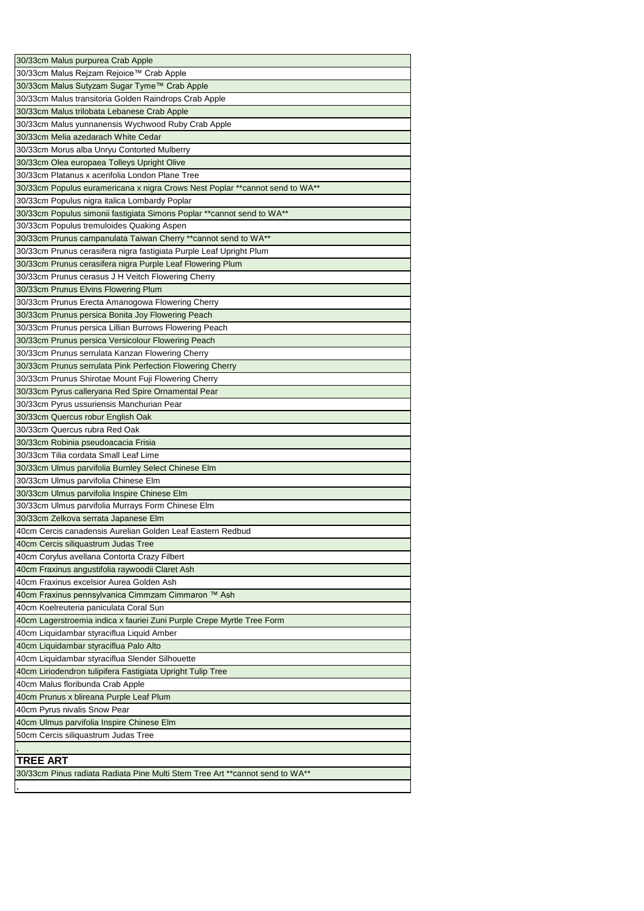| |
|---|
| 30/33cm Malus purpurea Crab Apple |
| 30/33cm Malus Rejzam Rejoice™ Crab Apple |
| 30/33cm Malus Sutyzam Sugar Tyme™ Crab Apple |
| 30/33cm Malus transitoria Golden Raindrops Crab Apple |
| 30/33cm Malus trilobata Lebanese Crab Apple |
| 30/33cm Malus yunnanensis Wychwood Ruby Crab Apple |
| 30/33cm Melia azedarach White Cedar |
| 30/33cm Morus alba Unryu Contorted Mulberry |
| 30/33cm Olea europaea Tolleys Upright Olive |
| 30/33cm Platanus x acerifolia London Plane Tree |
| 30/33cm Populus euramericana x nigra Crows Nest Poplar **cannot send to WA** |
| 30/33cm Populus nigra italica Lombardy Poplar |
| 30/33cm Populus simonii fastigiata Simons Poplar **cannot send to WA** |
| 30/33cm Populus tremuloides Quaking Aspen |
| 30/33cm Prunus campanulata Taiwan Cherry **cannot send to WA** |
| 30/33cm Prunus cerasifera nigra fastigiata Purple Leaf Upright Plum |
| 30/33cm Prunus cerasifera nigra Purple Leaf Flowering Plum |
| 30/33cm Prunus cerasus J H Veitch Flowering Cherry |
| 30/33cm Prunus Elvins Flowering Plum |
| 30/33cm Prunus Erecta Amanogowa Flowering Cherry |
| 30/33cm Prunus persica Bonita Joy Flowering Peach |
| 30/33cm Prunus persica Lillian Burrows Flowering Peach |
| 30/33cm Prunus persica Versicolour Flowering Peach |
| 30/33cm Prunus serrulata Kanzan Flowering Cherry |
| 30/33cm Prunus serrulata Pink Perfection Flowering Cherry |
| 30/33cm Prunus Shirotae Mount Fuji Flowering Cherry |
| 30/33cm Pyrus calleryana Red Spire Ornamental Pear |
| 30/33cm Pyrus ussuriensis Manchurian Pear |
| 30/33cm Quercus robur English Oak |
| 30/33cm Quercus rubra Red Oak |
| 30/33cm Robinia pseudoacacia Frisia |
| 30/33cm Tilia cordata Small Leaf Lime |
| 30/33cm Ulmus parvifolia Burnley Select Chinese Elm |
| 30/33cm Ulmus parvifolia Chinese Elm |
| 30/33cm Ulmus parvifolia Inspire Chinese Elm |
| 30/33cm Ulmus parvifolia Murrays Form Chinese Elm |
| 30/33cm Zelkova serrata Japanese Elm |
| 40cm Cercis canadensis Aurelian Golden Leaf Eastern Redbud |
| 40cm Cercis siliquastrum Judas Tree |
| 40cm Corylus avellana Contorta Crazy Filbert |
| 40cm Fraxinus angustifolia raywoodii Claret Ash |
| 40cm Fraxinus excelsior Aurea Golden Ash |
| 40cm Fraxinus pennsylvanica Cimmzam Cimmaron ™ Ash |
| 40cm Koelreuteria paniculata Coral Sun |
| 40cm Lagerstroemia indica x fauriei Zuni Purple Crepe Myrtle Tree Form |
| 40cm Liquidambar styraciflua Liquid Amber |
| 40cm Liquidambar styraciflua Palo Alto |
| 40cm Liquidambar styraciflua Slender Silhouette |
| 40cm Liriodendron tulipifera Fastigiata Upright Tulip Tree |
| 40cm Malus floribunda Crab Apple |
| 40cm Prunus x blireana Purple Leaf Plum |
| 40cm Pyrus nivalis Snow Pear |
| 40cm Ulmus parvifolia Inspire Chinese Elm |
| 50cm Cercis siliquastrum Judas Tree |
| . |
| **TREE ART** |
| 30/33cm Pinus radiata Radiata Pine Multi Stem Tree Art **cannot send to WA** |
| . |